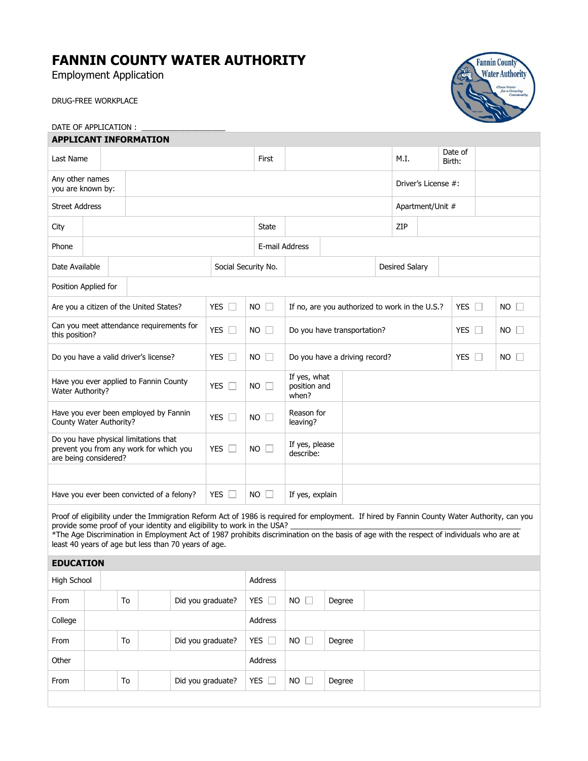# FANNIN COUNTY WATER AUTHORITY

Employment Application

DRUG-FREE WORKPLACE

DATE OF APPLICATION : ____________________

## APPLICANT INFORMATION

| Last Name | | First | | M.I. | | Date of Birth: | |
|---|---|---|---|---|---|---|---|
| Any other names you are known by: | | | | Driver's License #: | | | |
| Street Address | | | | Apartment/Unit # | | | |
| City | | State | | ZIP | | | |
| Phone | | E-mail Address | | | | | |
| Date Available | | Social Security No. | | Desired Salary | | | |
| Position Applied for | | | | | | | |

| | | | | | |
|---|---|---|---|---|---|
| Are you a citizen of the United States? | YES ☐ | NO ☐ | If no, are you authorized to work in the U.S.? | YES ☐ | NO ☐ |
| Can you meet attendance requirements for this position? | YES ☐ | NO ☐ | Do you have transportation? | YES ☐ | NO ☐ |
| Do you have a valid driver's license? | YES ☐ | NO ☐ | Do you have a driving record? | YES ☐ | NO ☐ |
| Have you ever applied to Fannin County Water Authority? | YES ☐ | NO ☐ | If yes, what position and when? | | |
| Have you ever been employed by Fannin County Water Authority? | YES ☐ | NO ☐ | Reason for leaving? | | |
| Do you have physical limitations that prevent you from any work for which you are being considered? | YES ☐ | NO ☐ | If yes, please describe: | | |
| | | | | | |
| Have you ever been convicted of a felony? | YES ☐ | NO ☐ | If yes, explain | | |

Proof of eligibility under the Immigration Reform Act of 1986 is required for employment. If hired by Fannin County Water Authority, can you provide some proof of your identity and eligibility to work in the USA? ____________________________________________________________

*The Age Discrimination in Employment Act of 1987 prohibits discrimination on the basis of age with the respect of individuals who are at least 40 years of age but less than 70 years of age.

## EDUCATION

| High School | | | | Address | | | |
|---|---|---|---|---|---|---|---|
| From | | To | | Did you graduate? | YES ☐ | NO ☐ | Degree |
| College | | | | Address | | | |
| From | | To | | Did you graduate? | YES ☐ | NO ☐ | Degree |
| Other | | | | Address | | | |
| From | | To | | Did you graduate? | YES ☐ | NO ☐ | Degree |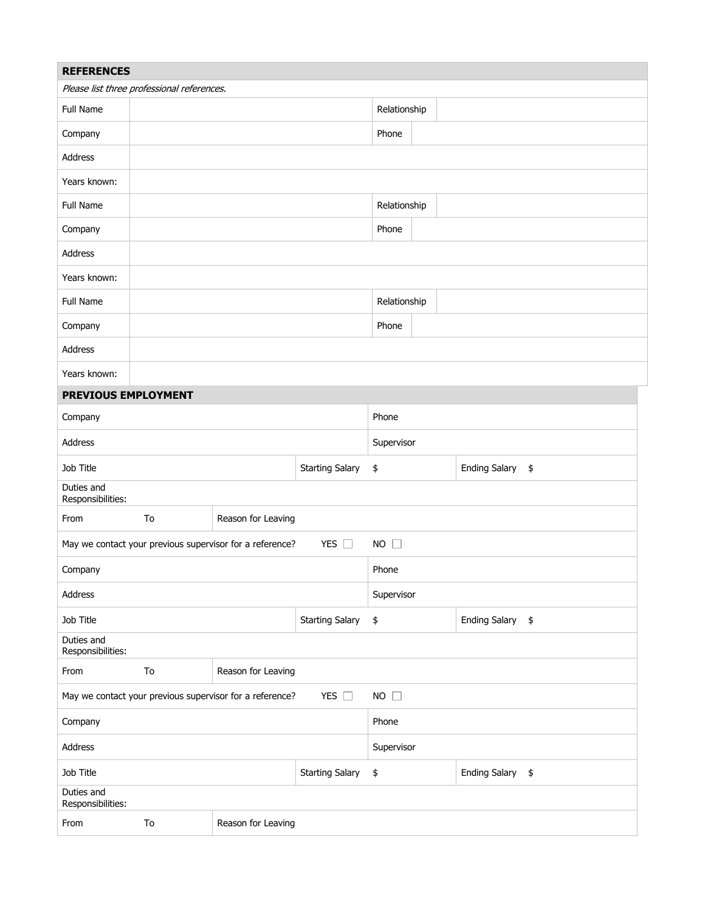## REFERENCES

*Please list three professional references.*

| Full Name | | Relationship | |
|---|---|---|---|
| Company | | Phone | |
| Address | | | |
| Years known: | | | |
| Full Name | | Relationship | |
| Company | | Phone | |
| Address | | | |
| Years known: | | | |
| Full Name | | Relationship | |
| Company | | Phone | |
| Address | | | |
| Years known: | | | |

## PREVIOUS EMPLOYMENT

| Company | | | | Phone | |
|---|---|---|---|---|---|
| Address | | | | Supervisor | |
| Job Title | | | Starting Salary | $ | Ending Salary $ |
| Duties and Responsibilities: | | | | | |
| From | To | Reason for Leaving | | | |
| May we contact your previous supervisor for a reference? | | | YES ☐ | NO ☐ | |
| Company | | | | Phone | |
| Address | | | | Supervisor | |
| Job Title | | | Starting Salary | $ | Ending Salary $ |
| Duties and Responsibilities: | | | | | |
| From | To | Reason for Leaving | | | |
| May we contact your previous supervisor for a reference? | | | YES ☐ | NO ☐ | |
| Company | | | | Phone | |
| Address | | | | Supervisor | |
| Job Title | | | Starting Salary | $ | Ending Salary $ |
| Duties and Responsibilities: | | | | | |
| From | To | Reason for Leaving | | | |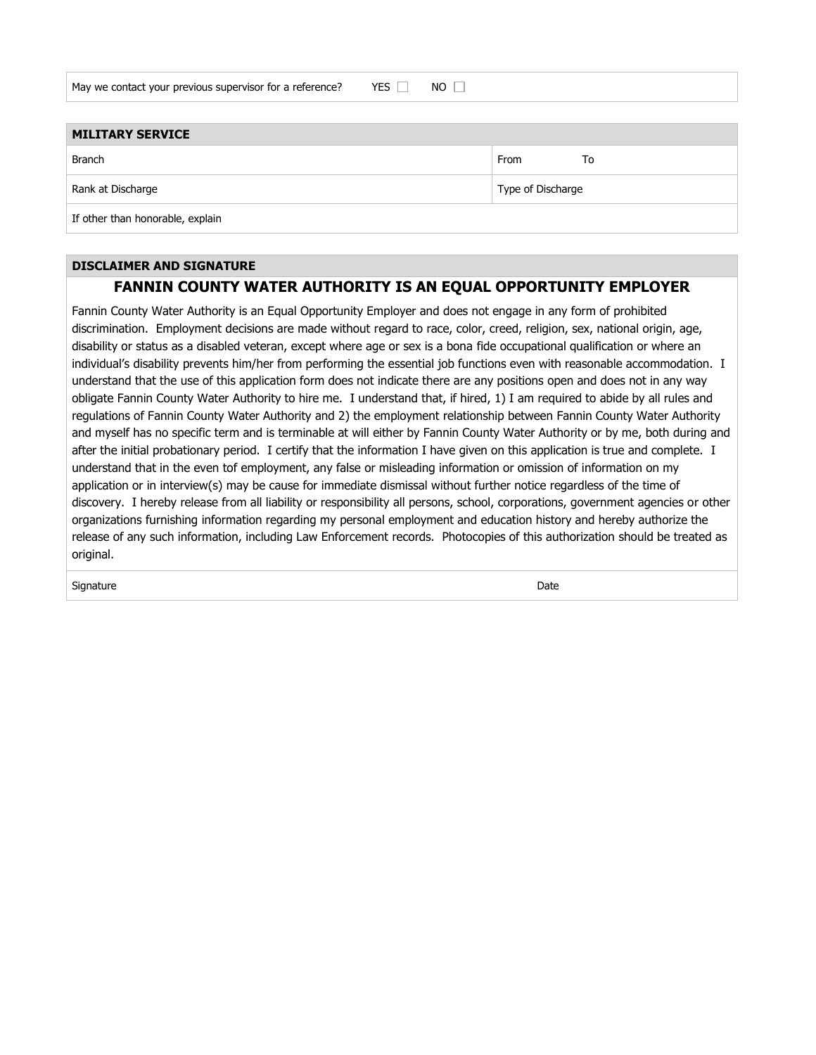| | |
|---|---|
| May we contact your previous supervisor for a reference? YES ☐ NO ☐ | |

| MILITARY SERVICE | |
|---|---|
| Branch | From To |
| Rank at Discharge | Type of Discharge |
| If other than honorable, explain | |

**DISCLAIMER AND SIGNATURE**

## FANNIN COUNTY WATER AUTHORITY IS AN EQUAL OPPORTUNITY EMPLOYER

Fannin County Water Authority is an Equal Opportunity Employer and does not engage in any form of prohibited discrimination. Employment decisions are made without regard to race, color, creed, religion, sex, national origin, age, disability or status as a disabled veteran, except where age or sex is a bona fide occupational qualification or where an individual's disability prevents him/her from performing the essential job functions even with reasonable accommodation. I understand that the use of this application form does not indicate there are any positions open and does not in any way obligate Fannin County Water Authority to hire me. I understand that, if hired, 1) I am required to abide by all rules and regulations of Fannin County Water Authority and 2) the employment relationship between Fannin County Water Authority and myself has no specific term and is terminable at will either by Fannin County Water Authority or by me, both during and after the initial probationary period. I certify that the information I have given on this application is true and complete. I understand that in the even tof employment, any false or misleading information or omission of information on my application or in interview(s) may be cause for immediate dismissal without further notice regardless of the time of discovery. I hereby release from all liability or responsibility all persons, school, corporations, government agencies or other organizations furnishing information regarding my personal employment and education history and hereby authorize the release of any such information, including Law Enforcement records. Photocopies of this authorization should be treated as original.

| | |
|---|---|
| Signature | Date |